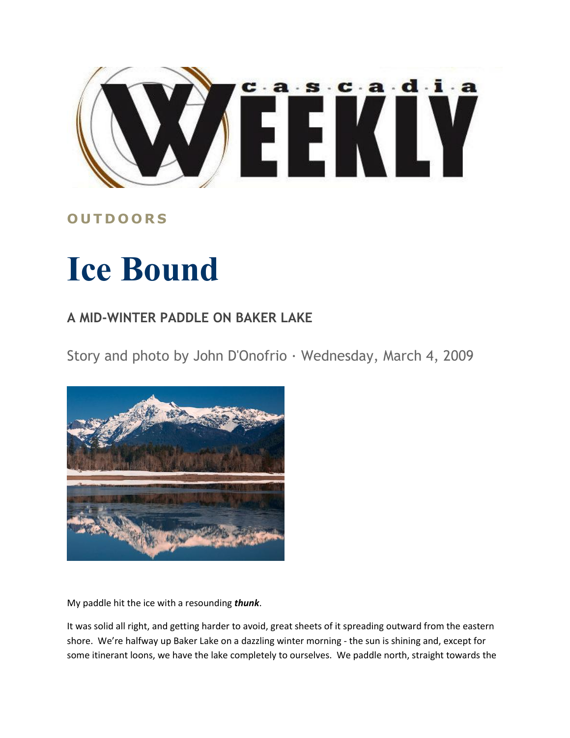# Cascadia WEEKLY

**OUTDOORS**

# Ice Bound

## A MID-WINTER PADDLE ON BAKER LAKE

Story and photo by John D'Onofrio · Wednesday, March 4, 2009

My paddle hit the ice with a resounding ***thunk***.

It was solid all right, and getting harder to avoid, great sheets of it spreading outward from the eastern shore. We're halfway up Baker Lake on a dazzling winter morning - the sun is shining and, except for some itinerant loons, we have the lake completely to ourselves. We paddle north, straight towards the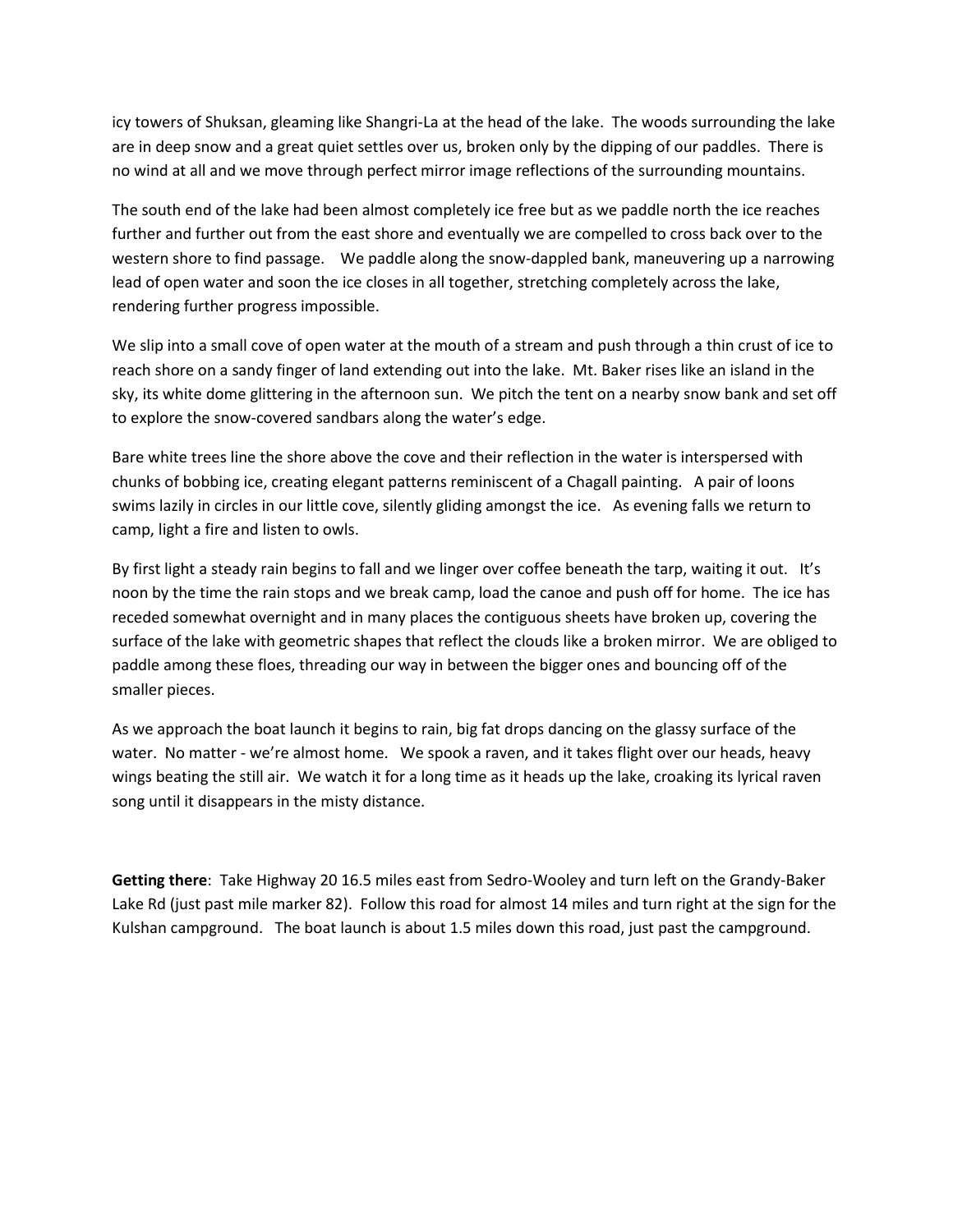icy towers of Shuksan, gleaming like Shangri-La at the head of the lake. The woods surrounding the lake are in deep snow and a great quiet settles over us, broken only by the dipping of our paddles. There is no wind at all and we move through perfect mirror image reflections of the surrounding mountains.

The south end of the lake had been almost completely ice free but as we paddle north the ice reaches further and further out from the east shore and eventually we are compelled to cross back over to the western shore to find passage. We paddle along the snow-dappled bank, maneuvering up a narrowing lead of open water and soon the ice closes in all together, stretching completely across the lake, rendering further progress impossible.

We slip into a small cove of open water at the mouth of a stream and push through a thin crust of ice to reach shore on a sandy finger of land extending out into the lake. Mt. Baker rises like an island in the sky, its white dome glittering in the afternoon sun. We pitch the tent on a nearby snow bank and set off to explore the snow-covered sandbars along the water's edge.

Bare white trees line the shore above the cove and their reflection in the water is interspersed with chunks of bobbing ice, creating elegant patterns reminiscent of a Chagall painting. A pair of loons swims lazily in circles in our little cove, silently gliding amongst the ice. As evening falls we return to camp, light a fire and listen to owls.

By first light a steady rain begins to fall and we linger over coffee beneath the tarp, waiting it out. It's noon by the time the rain stops and we break camp, load the canoe and push off for home. The ice has receded somewhat overnight and in many places the contiguous sheets have broken up, covering the surface of the lake with geometric shapes that reflect the clouds like a broken mirror. We are obliged to paddle among these floes, threading our way in between the bigger ones and bouncing off of the smaller pieces.

As we approach the boat launch it begins to rain, big fat drops dancing on the glassy surface of the water. No matter - we're almost home. We spook a raven, and it takes flight over our heads, heavy wings beating the still air. We watch it for a long time as it heads up the lake, croaking its lyrical raven song until it disappears in the misty distance.

**Getting there**: Take Highway 20 16.5 miles east from Sedro-Wooley and turn left on the Grandy-Baker Lake Rd (just past mile marker 82). Follow this road for almost 14 miles and turn right at the sign for the Kulshan campground. The boat launch is about 1.5 miles down this road, just past the campground.